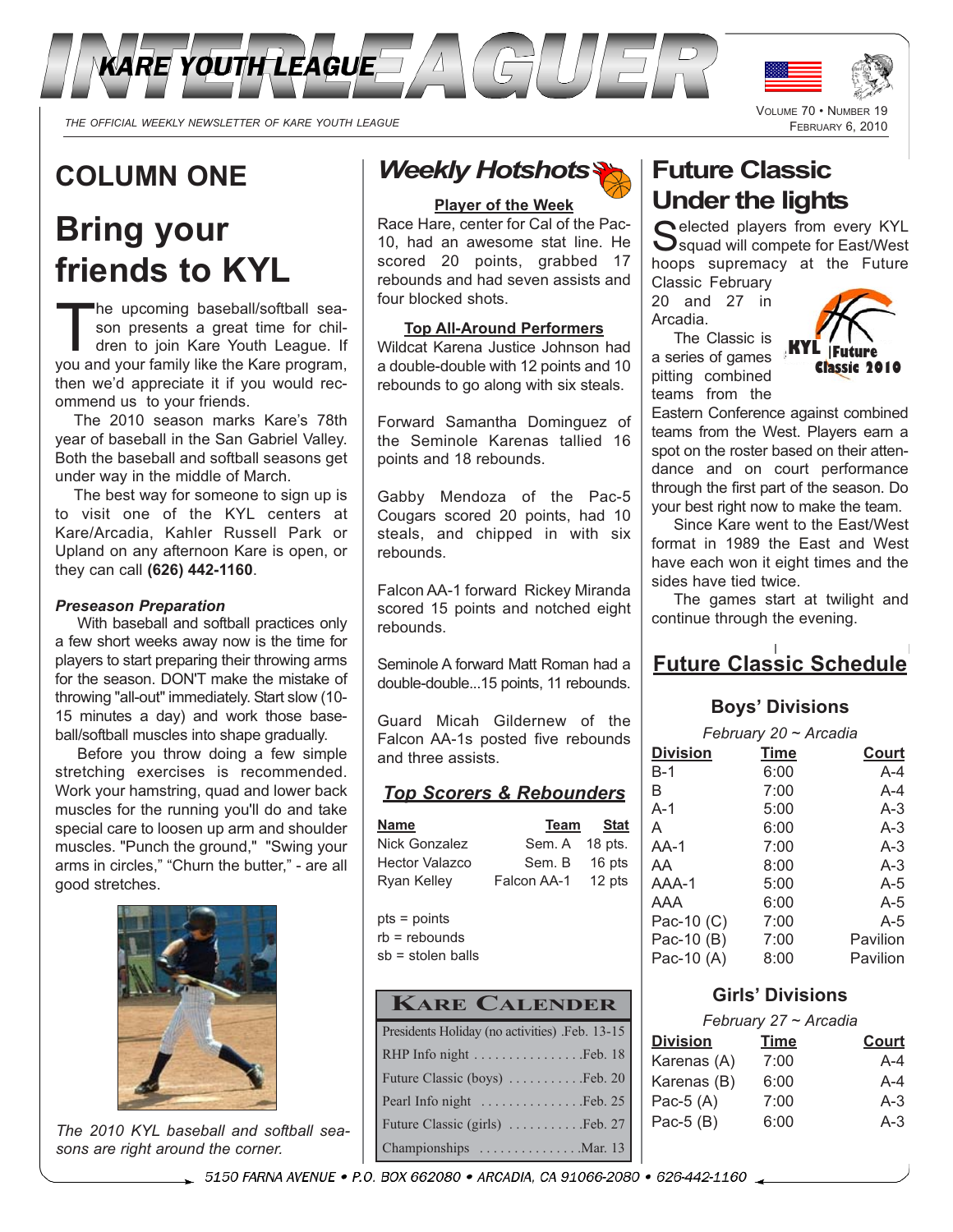# INTERLEAGUER

KARE YOUTH LEAGUE

THE OFFICIAL WEEKLY NEWSLETTER OF KARE YOUTH LEAGUE

VOLUME 70 • NUMBER 19
FEBRUARY 6, 2010

## COLUMN ONE

# Bring your friends to KYL

The upcoming baseball/softball season presents a great time for children to join Kare Youth League. If you and your family like the Kare program, then we'd appreciate it if you would recommend us to your friends.

The 2010 season marks Kare's 78th year of baseball in the San Gabriel Valley. Both the baseball and softball seasons get under way in the middle of March.

The best way for someone to sign up is to visit one of the KYL centers at Kare/Arcadia, Kahler Russell Park or Upland on any afternoon Kare is open, or they can call **(626) 442-1160**.

***Preseason Preparation***

With baseball and softball practices only a few short weeks away now is the time for players to start preparing their throwing arms for the season. DON'T make the mistake of throwing "all-out" immediately. Start slow (10-15 minutes a day) and work those baseball/softball muscles into shape gradually.

Before you throw doing a few simple stretching exercises is recommended. Work your hamstring, quad and lower back muscles for the running you'll do and take special care to loosen up arm and shoulder muscles. "Punch the ground," "Swing your arms in circles," "Churn the butter," - are all good stretches.

*The 2010 KYL baseball and softball seasons are right around the corner.*

## Weekly Hotshots

**Player of the Week**

Race Hare, center for Cal of the Pac-10, had an awesome stat line. He scored 20 points, grabbed 17 rebounds and had seven assists and four blocked shots.

**Top All-Around Performers**

Wildcat Karena Justice Johnson had a double-double with 12 points and 10 rebounds to go along with six steals.

Forward Samantha Dominguez of the Seminole Karenas tallied 16 points and 18 rebounds.

Gabby Mendoza of the Pac-5 Cougars scored 20 points, had 10 steals, and chipped in with six rebounds.

Falcon AA-1 forward Rickey Miranda scored 15 points and notched eight rebounds.

Seminole A forward Matt Roman had a double-double...15 points, 11 rebounds.

Guard Micah Gildernew of the Falcon AA-1s posted five rebounds and three assists.

***Top Scorers & Rebounders***

| Name | Team | Stat |
|---|---|---|
| Nick Gonzalez | Sem. A | 18 pts. |
| Hector Valazco | Sem. B | 16 pts |
| Ryan Kelley | Falcon AA-1 | 12 pts |

pts = points
rb = rebounds
sb = stolen balls

### KARE CALENDER

| | |
|---|---|
| Presidents Holiday (no activities) | Feb. 13-15 |
| RHP Info night | Feb. 18 |
| Future Classic (boys) | Feb. 20 |
| Pearl Info night | Feb. 25 |
| Future Classic (girls) | Feb. 27 |
| Championships | Mar. 13 |

# Future Classic Under the lights

Selected players from every KYL squad will compete for East/West hoops supremacy at the Future Classic February 20 and 27 in Arcadia.

The Classic is a series of games pitting combined teams from the Eastern Conference against combined teams from the West. Players earn a spot on the roster based on their attendance and on court performance through the first part of the season. Do your best right now to make the team.

Since Kare went to the East/West format in 1989 the East and West have each won it eight times and the sides have tied twice.

The games start at twilight and continue through the evening.

KYL Future Classic 2010

## Future Classic Schedule

### Boys' Divisions

*February 20 ~ Arcadia*

| Division | Time | Court |
|---|---|---|
| B-1 | 6:00 | A-4 |
| B | 7:00 | A-4 |
| A-1 | 5:00 | A-3 |
| A | 6:00 | A-3 |
| AA-1 | 7:00 | A-3 |
| AA | 8:00 | A-3 |
| AAA-1 | 5:00 | A-5 |
| AAA | 6:00 | A-5 |
| Pac-10 (C) | 7:00 | A-5 |
| Pac-10 (B) | 7:00 | Pavilion |
| Pac-10 (A) | 8:00 | Pavilion |

### Girls' Divisions

*February 27 ~ Arcadia*

| Division | Time | Court |
|---|---|---|
| Karenas (A) | 7:00 | A-4 |
| Karenas (B) | 6:00 | A-4 |
| Pac-5 (A) | 7:00 | A-3 |
| Pac-5 (B) | 6:00 | A-3 |

5150 FARNA AVENUE • P.O. BOX 662080 • ARCADIA, CA 91066-2080 • 626-442-1160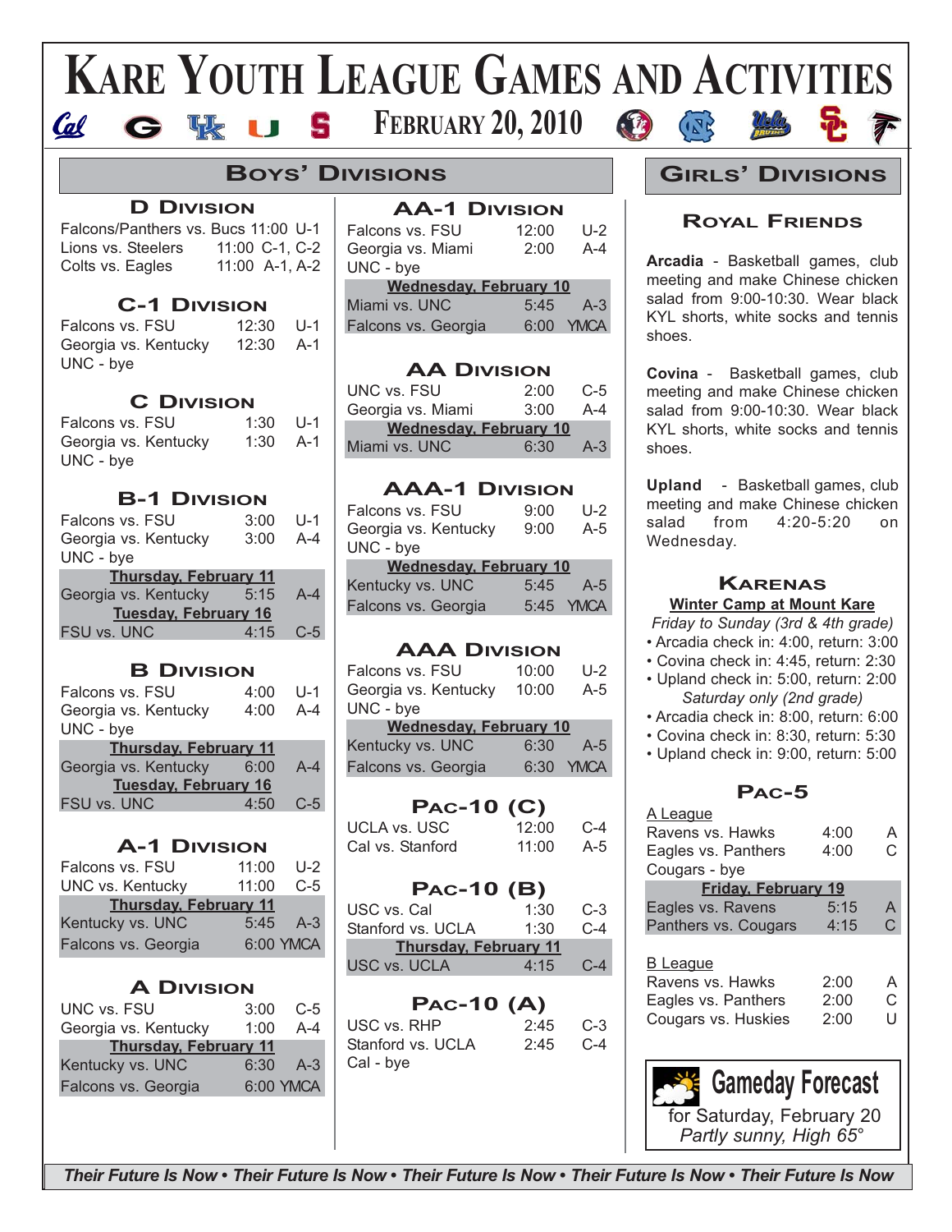# Kare Youth League Games and Activities

## February 20, 2010

## Boys' Divisions

### D Division

| | | |
|---|---|---|
| Falcons/Panthers vs. Bucs | 11:00 | U-1 |
| Lions vs. Steelers | 11:00 | C-1, C-2 |
| Colts vs. Eagles | 11:00 | A-1, A-2 |

### C-1 Division

| | | |
|---|---|---|
| Falcons vs. FSU | 12:30 | U-1 |
| Georgia vs. Kentucky | 12:30 | A-1 |
| UNC - bye | | |

### C Division

| | | |
|---|---|---|
| Falcons vs. FSU | 1:30 | U-1 |
| Georgia vs. Kentucky | 1:30 | A-1 |
| UNC - bye | | |

### B-1 Division

| | | |
|---|---|---|
| Falcons vs. FSU | 3:00 | U-1 |
| Georgia vs. Kentucky | 3:00 | A-4 |
| UNC - bye | | |
| **Thursday, February 11** | | |
| Georgia vs. Kentucky | 5:15 | A-4 |
| **Tuesday, February 16** | | |
| FSU vs. UNC | 4:15 | C-5 |

### B Division

| | | |
|---|---|---|
| Falcons vs. FSU | 4:00 | U-1 |
| Georgia vs. Kentucky | 4:00 | A-4 |
| UNC - bye | | |
| **Thursday, February 11** | | |
| Georgia vs. Kentucky | 6:00 | A-4 |
| **Tuesday, February 16** | | |
| FSU vs. UNC | 4:50 | C-5 |

### A-1 Division

| | | |
|---|---|---|
| Falcons vs. FSU | 11:00 | U-2 |
| UNC vs. Kentucky | 11:00 | C-5 |
| **Thursday, February 11** | | |
| Kentucky vs. UNC | 5:45 | A-3 |
| Falcons vs. Georgia | 6:00 | YMCA |

### A Division

| | | |
|---|---|---|
| UNC vs. FSU | 3:00 | C-5 |
| Georgia vs. Kentucky | 1:00 | A-4 |
| **Thursday, February 11** | | |
| Kentucky vs. UNC | 6:30 | A-3 |
| Falcons vs. Georgia | 6:00 | YMCA |

### AA-1 Division

| | | |
|---|---|---|
| Falcons vs. FSU | 12:00 | U-2 |
| Georgia vs. Miami | 2:00 | A-4 |
| UNC - bye | | |
| **Wednesday, February 10** | | |
| Miami vs. UNC | 5:45 | A-3 |
| Falcons vs. Georgia | 6:00 | YMCA |

### AA Division

| | | |
|---|---|---|
| UNC vs. FSU | 2:00 | C-5 |
| Georgia vs. Miami | 3:00 | A-4 |
| **Wednesday, February 10** | | |
| Miami vs. UNC | 6:30 | A-3 |

### AAA-1 Division

| | | |
|---|---|---|
| Falcons vs. FSU | 9:00 | U-2 |
| Georgia vs. Kentucky | 9:00 | A-5 |
| UNC - bye | | |
| **Wednesday, February 10** | | |
| Kentucky vs. UNC | 5:45 | A-5 |
| Falcons vs. Georgia | 5:45 | YMCA |

### AAA Division

| | | |
|---|---|---|
| Falcons vs. FSU | 10:00 | U-2 |
| Georgia vs. Kentucky | 10:00 | A-5 |
| UNC - bye | | |
| **Wednesday, February 10** | | |
| Kentucky vs. UNC | 6:30 | A-5 |
| Falcons vs. Georgia | 6:30 | YMCA |

### Pac-10 (C)

| | | |
|---|---|---|
| UCLA vs. USC | 12:00 | C-4 |
| Cal vs. Stanford | 11:00 | A-5 |

### Pac-10 (B)

| | | |
|---|---|---|
| USC vs. Cal | 1:30 | C-3 |
| Stanford vs. UCLA | 1:30 | C-4 |
| **Thursday, February 11** | | |
| USC vs. UCLA | 4:15 | C-4 |

### Pac-10 (A)

| | | |
|---|---|---|
| USC vs. RHP | 2:45 | C-3 |
| Stanford vs. UCLA | 2:45 | C-4 |
| Cal - bye | | |

## Girls' Divisions

### Royal Friends

**Arcadia** - Basketball games, club meeting and make Chinese chicken salad from 9:00-10:30. Wear black KYL shorts, white socks and tennis shoes.

**Covina** - Basketball games, club meeting and make Chinese chicken salad from 9:00-10:30. Wear black KYL shorts, white socks and tennis shoes.

**Upland** - Basketball games, club meeting and make Chinese chicken salad from 4:20-5:20 on Wednesday.

### Karenas

**Winter Camp at Mount Kare**

*Friday to Sunday (3rd & 4th grade)*

- Arcadia check in: 4:00, return: 3:00
- Covina check in: 4:45, return: 2:30
- Upland check in: 5:00, return: 2:00

*Saturday only (2nd grade)*

- Arcadia check in: 8:00, return: 6:00
- Covina check in: 8:30, return: 5:30
- Upland check in: 9:00, return: 5:00

### Pac-5

A League

| | | |
|---|---|---|
| Ravens vs. Hawks | 4:00 | A |
| Eagles vs. Panthers | 4:00 | C |
| Cougars - bye | | |
| **Friday, February 19** | | |
| Eagles vs. Ravens | 5:15 | A |
| Panthers vs. Cougars | 4:15 | C |

B League

| | | |
|---|---|---|
| Ravens vs. Hawks | 2:00 | A |
| Eagles vs. Panthers | 2:00 | C |
| Cougars vs. Huskies | 2:00 | U |

**Gameday Forecast**
for Saturday, February 20
*Partly sunny, High 65°*

*Their Future Is Now • Their Future Is Now • Their Future Is Now • Their Future Is Now • Their Future Is Now*